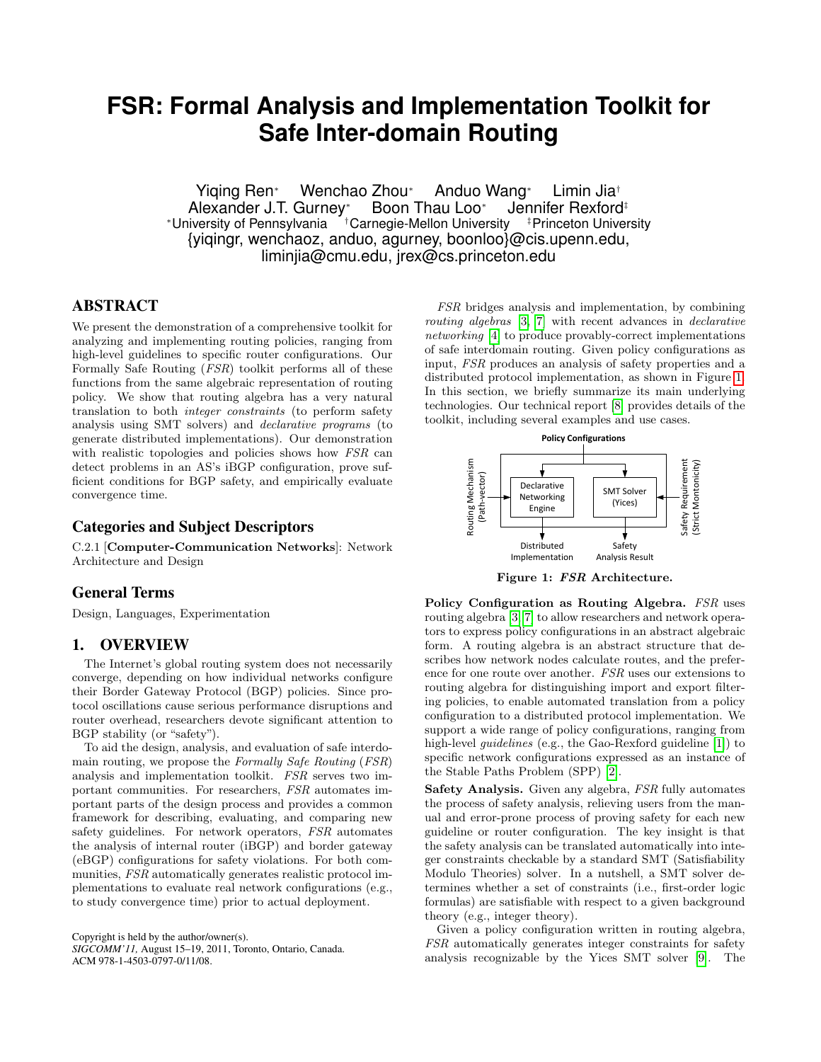# FSR: Formal Analysis and Implementation Toolkit for Safe Inter-domain Routing

Yiqing Ren[*] Wenchao Zhou[*] Anduo Wang[*] Limin Jia[†]
Alexander J.T. Gurney[*] Boon Thau Loo[*] Jennifer Rexford[‡]

[*]University of Pennsylvania [†]Carnegie-Mellon University [‡]Princeton University

{yiqingr, wenchaoz, anduo, agurney, boonloo}@cis.upenn.edu, liminjia@cmu.edu, jrex@cs.princeton.edu

## ABSTRACT

We present the demonstration of a comprehensive toolkit for analyzing and implementing routing policies, ranging from high-level guidelines to specific router configurations. Our Formally Safe Routing (*FSR*) toolkit performs all of these functions from the same algebraic representation of routing policy. We show that routing algebra has a very natural translation to both *integer constraints* (to perform safety analysis using SMT solvers) and *declarative programs* (to generate distributed implementations). Our demonstration with realistic topologies and policies shows how *FSR* can detect problems in an AS's iBGP configuration, prove sufficient conditions for BGP safety, and empirically evaluate convergence time.

## Categories and Subject Descriptors

C.2.1 [**Computer-Communication Networks**]: Network Architecture and Design

## General Terms

Design, Languages, Experimentation

## 1. OVERVIEW

The Internet's global routing system does not necessarily converge, depending on how individual networks configure their Border Gateway Protocol (BGP) policies. Since protocol oscillations cause serious performance disruptions and router overhead, researchers devote significant attention to BGP stability (or "safety").

To aid the design, analysis, and evaluation of safe interdomain routing, we propose the *Formally Safe Routing* (*FSR*) analysis and implementation toolkit. *FSR* serves two important communities. For researchers, *FSR* automates important parts of the design process and provides a common framework for describing, evaluating, and comparing new safety guidelines. For network operators, *FSR* automates the analysis of internal router (iBGP) and border gateway (eBGP) configurations for safety violations. For both communities, *FSR* automatically generates realistic protocol implementations to evaluate real network configurations (e.g., to study convergence time) prior to actual deployment.

Copyright is held by the author/owner(s).
*SIGCOMM'11,* August 15–19, 2011, Toronto, Ontario, Canada.
ACM 978-1-4503-0797-0/11/08.

*FSR* bridges analysis and implementation, by combining *routing algebras* [3, 7] with recent advances in *declarative networking* [4] to produce provably-correct implementations of safe interdomain routing. Given policy configurations as input, *FSR* produces an analysis of safety properties and a distributed protocol implementation, as shown in Figure 1. In this section, we briefly summarize its main underlying technologies. Our technical report [8] provides details of the toolkit, including several examples and use cases.

**Figure 1: *FSR* Architecture.**

**Policy Configuration as Routing Algebra.** *FSR* uses routing algebra [3, 7] to allow researchers and network operators to express policy configurations in an abstract algebraic form. A routing algebra is an abstract structure that describes how network nodes calculate routes, and the preference for one route over another. *FSR* uses our extensions to routing algebra for distinguishing import and export filtering policies, to enable automated translation from a policy configuration to a distributed protocol implementation. We support a wide range of policy configurations, ranging from high-level *guidelines* (e.g., the Gao-Rexford guideline [1]) to specific network configurations expressed as an instance of the Stable Paths Problem (SPP) [2].

**Safety Analysis.** Given any algebra, *FSR* fully automates the process of safety analysis, relieving users from the manual and error-prone process of proving safety for each new guideline or router configuration. The key insight is that the safety analysis can be translated automatically into integer constraints checkable by a standard SMT (Satisfiability Modulo Theories) solver. In a nutshell, a SMT solver determines whether a set of constraints (i.e., first-order logic formulas) are satisfiable with respect to a given background theory (e.g., integer theory).

Given a policy configuration written in routing algebra, *FSR* automatically generates integer constraints for safety analysis recognizable by the Yices SMT solver [9]. The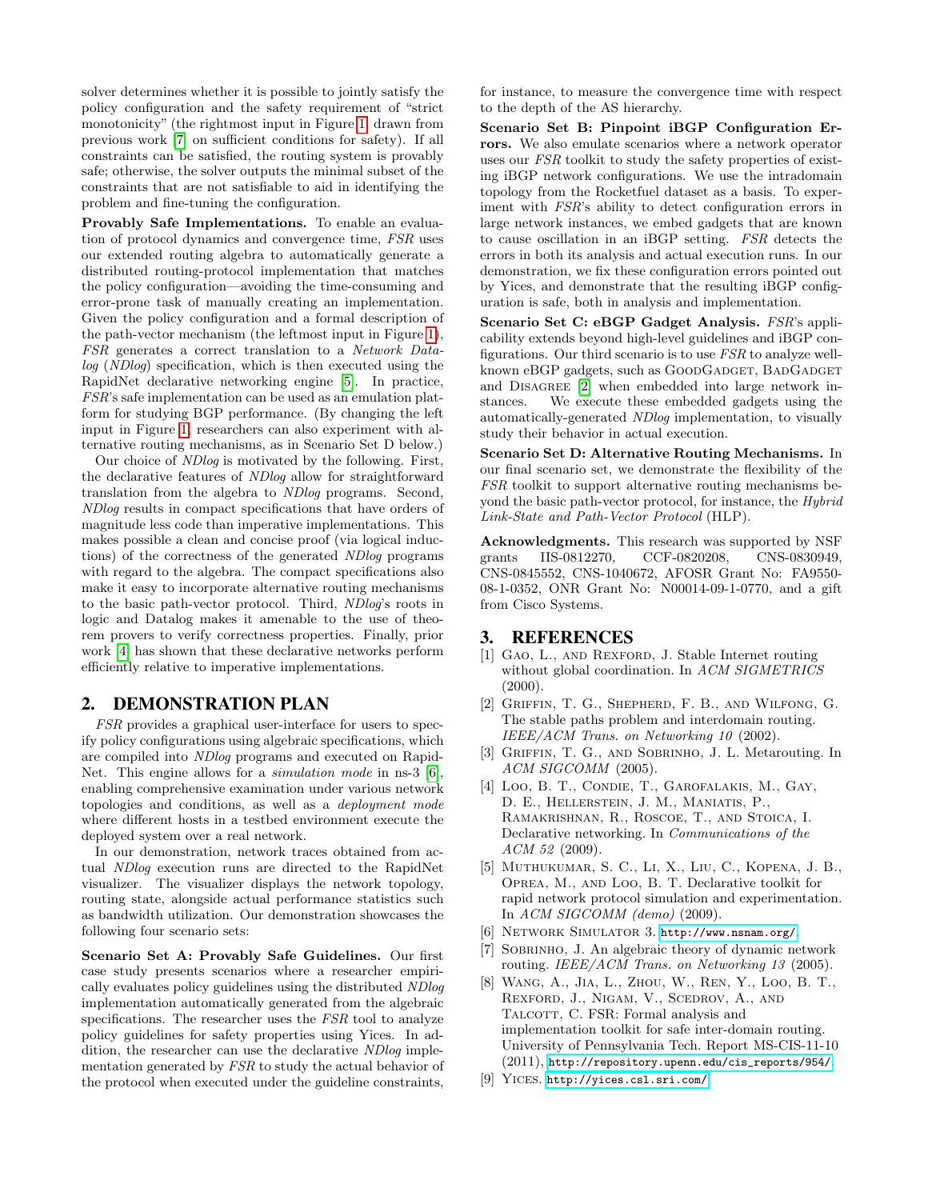solver determines whether it is possible to jointly satisfy the policy configuration and the safety requirement of "strict monotonicity" (the rightmost input in Figure 1, drawn from previous work [7] on sufficient conditions for safety). If all constraints can be satisfied, the routing system is provably safe; otherwise, the solver outputs the minimal subset of the constraints that are not satisfiable to aid in identifying the problem and fine-tuning the configuration.

**Provably Safe Implementations.** To enable an evaluation of protocol dynamics and convergence time, *FSR* uses our extended routing algebra to automatically generate a distributed routing-protocol implementation that matches the policy configuration—avoiding the time-consuming and error-prone task of manually creating an implementation. Given the policy configuration and a formal description of the path-vector mechanism (the leftmost input in Figure 1), *FSR* generates a correct translation to a *Network Datalog* (*NDlog*) specification, which is then executed using the RapidNet declarative networking engine [5]. In practice, *FSR*'s safe implementation can be used as an emulation platform for studying BGP performance. (By changing the left input in Figure 1, researchers can also experiment with alternative routing mechanisms, as in Scenario Set D below.)

Our choice of *NDlog* is motivated by the following. First, the declarative features of *NDlog* allow for straightforward translation from the algebra to *NDlog* programs. Second, *NDlog* results in compact specifications that have orders of magnitude less code than imperative implementations. This makes possible a clean and concise proof (via logical inductions) of the correctness of the generated *NDlog* programs with regard to the algebra. The compact specifications also make it easy to incorporate alternative routing mechanisms to the basic path-vector protocol. Third, *NDlog*'s roots in logic and Datalog makes it amenable to the use of theorem provers to verify correctness properties. Finally, prior work [4] has shown that these declarative networks perform efficiently relative to imperative implementations.

## 2. DEMONSTRATION PLAN

*FSR* provides a graphical user-interface for users to specify policy configurations using algebraic specifications, which are compiled into *NDlog* programs and executed on RapidNet. This engine allows for a *simulation mode* in ns-3 [6], enabling comprehensive examination under various network topologies and conditions, as well as a *deployment mode* where different hosts in a testbed environment execute the deployed system over a real network.

In our demonstration, network traces obtained from actual *NDlog* execution runs are directed to the RapidNet visualizer. The visualizer displays the network topology, routing state, alongside actual performance statistics such as bandwidth utilization. Our demonstration showcases the following four scenario sets:

**Scenario Set A: Provably Safe Guidelines.** Our first case study presents scenarios where a researcher empirically evaluates policy guidelines using the distributed *NDlog* implementation automatically generated from the algebraic specifications. The researcher uses the *FSR* tool to analyze policy guidelines for safety properties using Yices. In addition, the researcher can use the declarative *NDlog* implementation generated by *FSR* to study the actual behavior of the protocol when executed under the guideline constraints, for instance, to measure the convergence time with respect to the depth of the AS hierarchy.

**Scenario Set B: Pinpoint iBGP Configuration Errors.** We also emulate scenarios where a network operator uses our *FSR* toolkit to study the safety properties of existing iBGP network configurations. We use the intradomain topology from the Rocketfuel dataset as a basis. To experiment with *FSR*'s ability to detect configuration errors in large network instances, we embed gadgets that are known to cause oscillation in an iBGP setting. *FSR* detects the errors in both its analysis and actual execution runs. In our demonstration, we fix these configuration errors pointed out by Yices, and demonstrate that the resulting iBGP configuration is safe, both in analysis and implementation.

**Scenario Set C: eBGP Gadget Analysis.** *FSR*'s applicability extends beyond high-level guidelines and iBGP configurations. Our third scenario is to use *FSR* to analyze well-known eBGP gadgets, such as GoodGadget, BadGadget and Disagree [2] when embedded into large network instances. We execute these embedded gadgets using the automatically-generated *NDlog* implementation, to visually study their behavior in actual execution.

**Scenario Set D: Alternative Routing Mechanisms.** In our final scenario set, we demonstrate the flexibility of the *FSR* toolkit to support alternative routing mechanisms beyond the basic path-vector protocol, for instance, the *Hybrid Link-State and Path-Vector Protocol* (HLP).

**Acknowledgments.** This research was supported by NSF grants IIS-0812270, CCF-0820208, CNS-0830949, CNS-0845552, CNS-1040672, AFOSR Grant No: FA9550-08-1-0352, ONR Grant No: N00014-09-1-0770, and a gift from Cisco Systems.

## 3. REFERENCES

[1] Gao, L., and Rexford, J. Stable Internet routing without global coordination. In *ACM SIGMETRICS* (2000).

[2] Griffin, T. G., Shepherd, F. B., and Wilfong, G. The stable paths problem and interdomain routing. *IEEE/ACM Trans. on Networking 10* (2002).

[3] Griffin, T. G., and Sobrinho, J. L. Metarouting. In *ACM SIGCOMM* (2005).

[4] Loo, B. T., Condie, T., Garofalakis, M., Gay, D. E., Hellerstein, J. M., Maniatis, P., Ramakrishnan, R., Roscoe, T., and Stoica, I. Declarative networking. In *Communications of the ACM 52* (2009).

[5] Muthukumar, S. C., Li, X., Liu, C., Kopena, J. B., Oprea, M., and Loo, B. T. Declarative toolkit for rapid network protocol simulation and experimentation. In *ACM SIGCOMM (demo)* (2009).

[6] Network Simulator 3. http://www.nsnam.org/.

[7] Sobrinho, J. An algebraic theory of dynamic network routing. *IEEE/ACM Trans. on Networking 13* (2005).

[8] Wang, A., Jia, L., Zhou, W., Ren, Y., Loo, B. T., Rexford, J., Nigam, V., Scedrov, A., and Talcott, C. FSR: Formal analysis and implementation toolkit for safe inter-domain routing. University of Pennsylvania Tech. Report MS-CIS-11-10 (2011), http://repository.upenn.edu/cis_reports/954/.

[9] Yices. http://yices.csl.sri.com/.